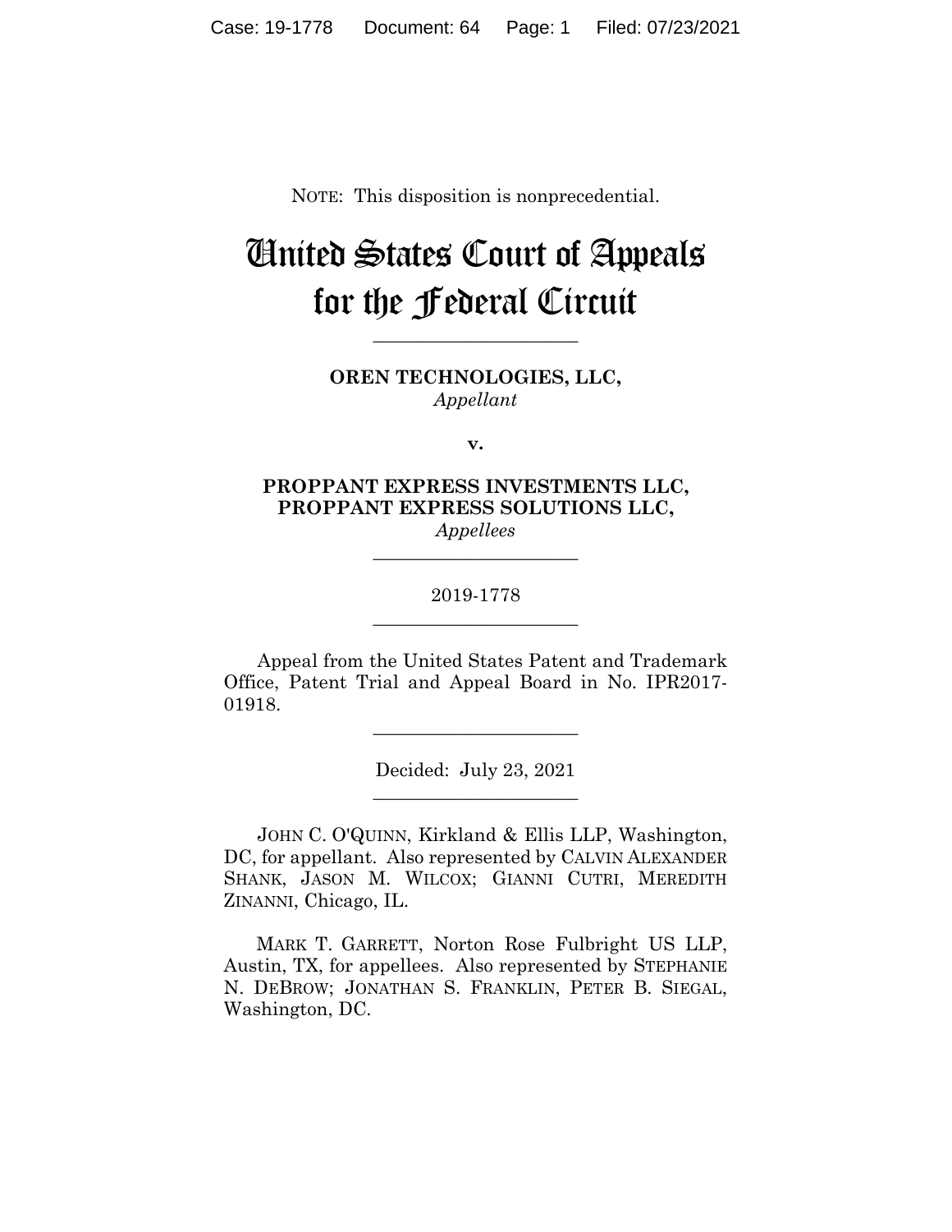NOTE: This disposition is nonprecedential.

# United States Court of Appeals for the Federal Circuit

______________________

**OREN TECHNOLOGIES, LLC,**
*Appellant*

**v.**

**PROPPANT EXPRESS INVESTMENTS LLC, PROPPANT EXPRESS SOLUTIONS LLC,**
*Appellees*

______________________

2019-1778

______________________

Appeal from the United States Patent and Trademark Office, Patent Trial and Appeal Board in No. IPR2017-01918.

______________________

Decided: July 23, 2021

______________________

JOHN C. O'QUINN, Kirkland & Ellis LLP, Washington, DC, for appellant. Also represented by CALVIN ALEXANDER SHANK, JASON M. WILCOX; GIANNI CUTRI, MEREDITH ZINANNI, Chicago, IL.

MARK T. GARRETT, Norton Rose Fulbright US LLP, Austin, TX, for appellees. Also represented by STEPHANIE N. DEBROW; JONATHAN S. FRANKLIN, PETER B. SIEGAL, Washington, DC.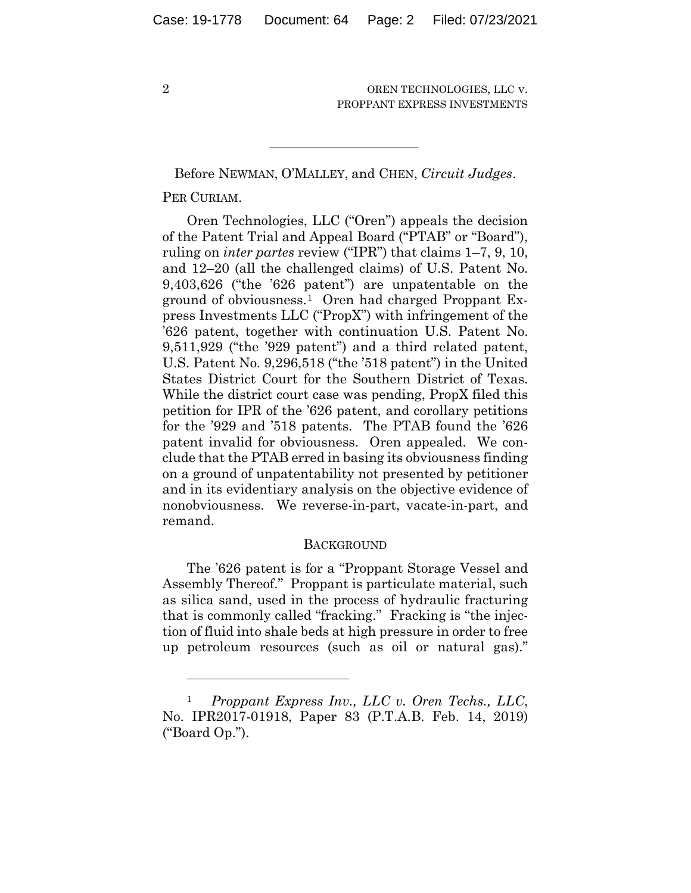Before NEWMAN, O'MALLEY, and CHEN, *Circuit Judges*.

PER CURIAM.

Oren Technologies, LLC ("Oren") appeals the decision of the Patent Trial and Appeal Board ("PTAB" or "Board"), ruling on *inter partes* review ("IPR") that claims 1–7, 9, 10, and 12–20 (all the challenged claims) of U.S. Patent No. 9,403,626 ("the '626 patent") are unpatentable on the ground of obviousness.[1] Oren had charged Proppant Express Investments LLC ("PropX") with infringement of the '626 patent, together with continuation U.S. Patent No. 9,511,929 ("the '929 patent") and a third related patent, U.S. Patent No. 9,296,518 ("the '518 patent") in the United States District Court for the Southern District of Texas. While the district court case was pending, PropX filed this petition for IPR of the '626 patent, and corollary petitions for the '929 and '518 patents. The PTAB found the '626 patent invalid for obviousness. Oren appealed. We conclude that the PTAB erred in basing its obviousness finding on a ground of unpatentability not presented by petitioner and in its evidentiary analysis on the objective evidence of nonobviousness. We reverse-in-part, vacate-in-part, and remand.

## BACKGROUND

The '626 patent is for a "Proppant Storage Vessel and Assembly Thereof." Proppant is particulate material, such as silica sand, used in the process of hydraulic fracturing that is commonly called "fracking." Fracking is "the injection of fluid into shale beds at high pressure in order to free up petroleum resources (such as oil or natural gas)."

[1] *Proppant Express Inv., LLC v. Oren Techs., LLC*, No. IPR2017-01918, Paper 83 (P.T.A.B. Feb. 14, 2019) ("Board Op.").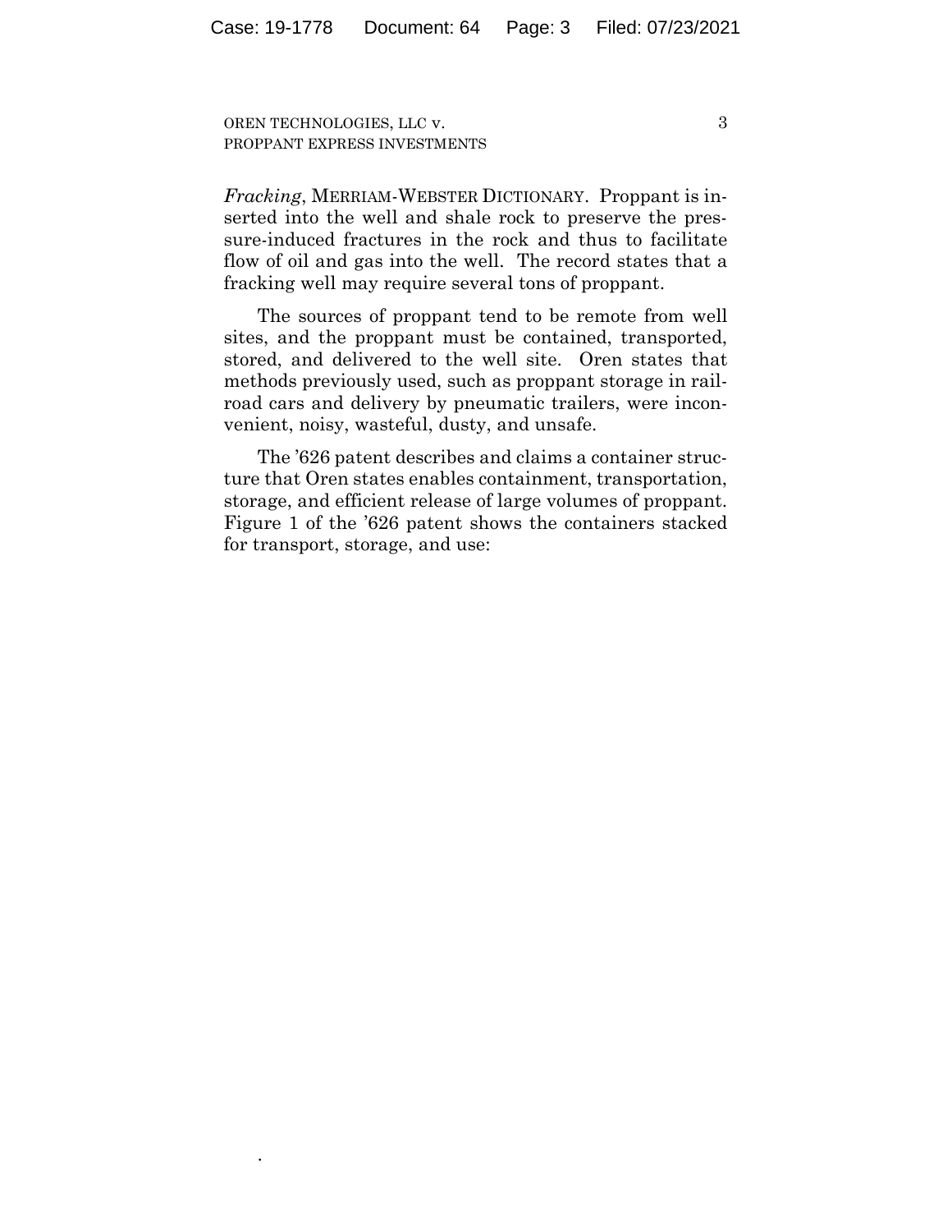*Fracking*, MERRIAM-WEBSTER DICTIONARY. Proppant is inserted into the well and shale rock to preserve the pressure-induced fractures in the rock and thus to facilitate flow of oil and gas into the well. The record states that a fracking well may require several tons of proppant.

The sources of proppant tend to be remote from well sites, and the proppant must be contained, transported, stored, and delivered to the well site. Oren states that methods previously used, such as proppant storage in railroad cars and delivery by pneumatic trailers, were inconvenient, noisy, wasteful, dusty, and unsafe.

The ’626 patent describes and claims a container structure that Oren states enables containment, transportation, storage, and efficient release of large volumes of proppant. Figure 1 of the ’626 patent shows the containers stacked for transport, storage, and use: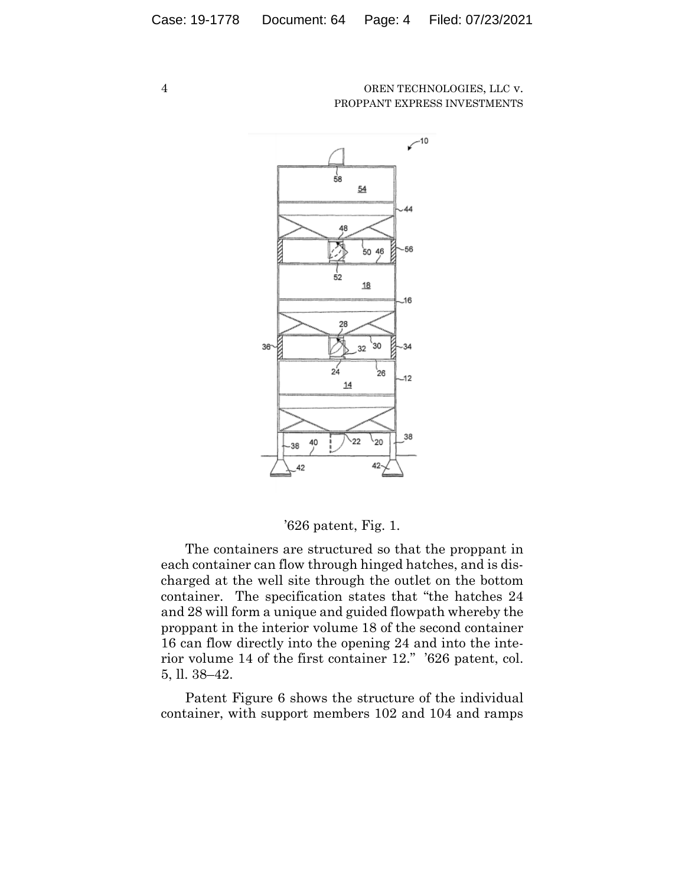'626 patent, Fig. 1.

The containers are structured so that the proppant in each container can flow through hinged hatches, and is discharged at the well site through the outlet on the bottom container. The specification states that "the hatches 24 and 28 will form a unique and guided flowpath whereby the proppant in the interior volume 18 of the second container 16 can flow directly into the opening 24 and into the interior volume 14 of the first container 12." '626 patent, col. 5, ll. 38–42.

Patent Figure 6 shows the structure of the individual container, with support members 102 and 104 and ramps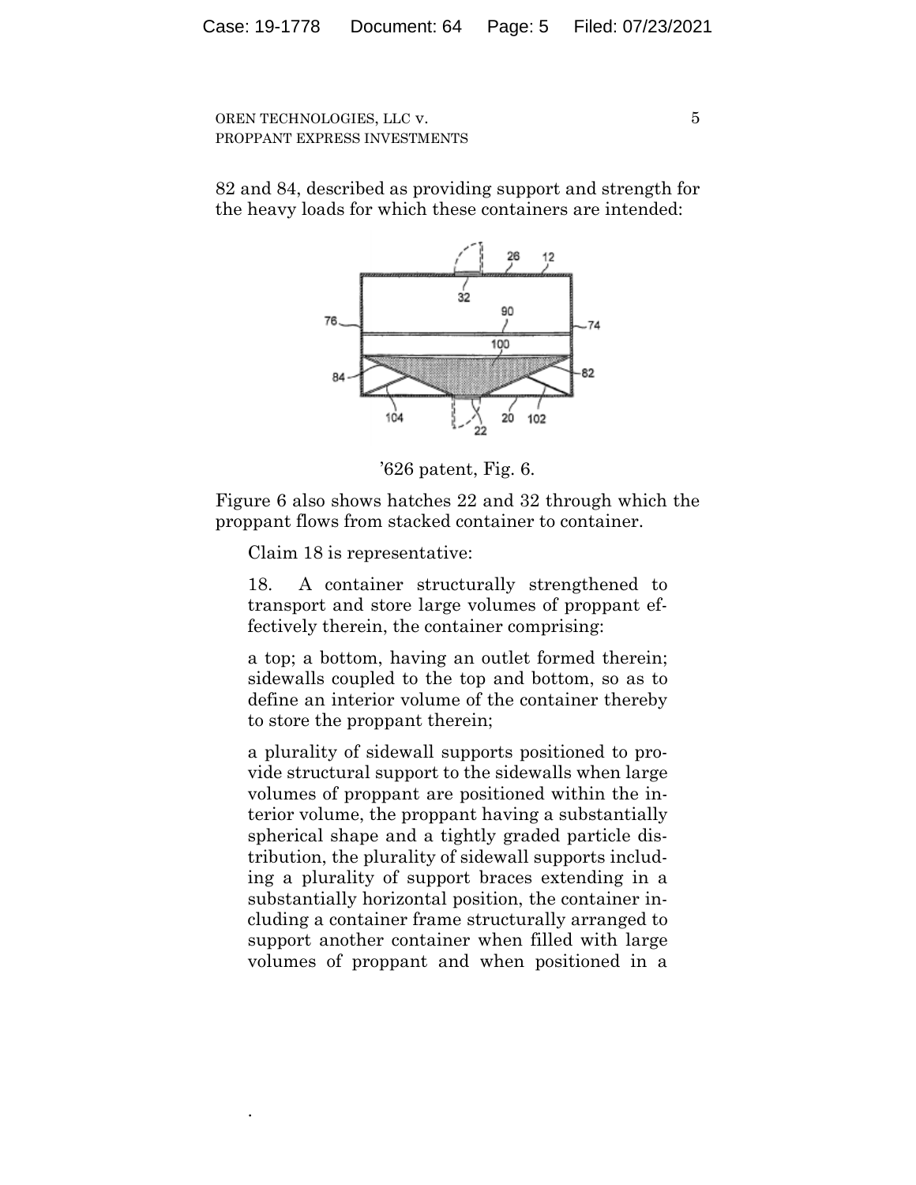82 and 84, described as providing support and strength for the heavy loads for which these containers are intended:

’626 patent, Fig. 6.

Figure 6 also shows hatches 22 and 32 through which the proppant flows from stacked container to container.

Claim 18 is representative:

> 18. A container structurally strengthened to transport and store large volumes of proppant effectively therein, the container comprising:
>
> a top; a bottom, having an outlet formed therein; sidewalls coupled to the top and bottom, so as to define an interior volume of the container thereby to store the proppant therein;
>
> a plurality of sidewall supports positioned to provide structural support to the sidewalls when large volumes of proppant are positioned within the interior volume, the proppant having a substantially spherical shape and a tightly graded particle distribution, the plurality of sidewall supports including a plurality of support braces extending in a substantially horizontal position, the container including a container frame structurally arranged to support another container when filled with large volumes of proppant and when positioned in a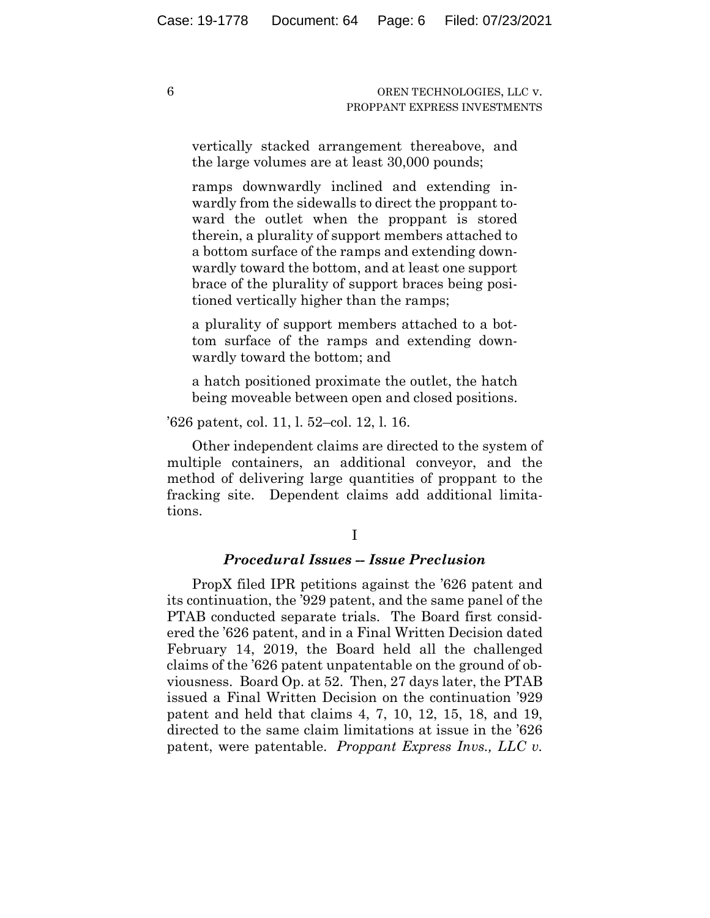> vertically stacked arrangement thereabove, and the large volumes are at least 30,000 pounds;
>
> ramps downwardly inclined and extending inwardly from the sidewalls to direct the proppant toward the outlet when the proppant is stored therein, a plurality of support members attached to a bottom surface of the ramps and extending downwardly toward the bottom, and at least one support brace of the plurality of support braces being positioned vertically higher than the ramps;
>
> a plurality of support members attached to a bottom surface of the ramps and extending downwardly toward the bottom; and
>
> a hatch positioned proximate the outlet, the hatch being moveable between open and closed positions.

'626 patent, col. 11, l. 52–col. 12, l. 16.

Other independent claims are directed to the system of multiple containers, an additional conveyor, and the method of delivering large quantities of proppant to the fracking site. Dependent claims add additional limitations.

## I

### *Procedural Issues -- Issue Preclusion*

PropX filed IPR petitions against the '626 patent and its continuation, the '929 patent, and the same panel of the PTAB conducted separate trials. The Board first considered the '626 patent, and in a Final Written Decision dated February 14, 2019, the Board held all the challenged claims of the '626 patent unpatentable on the ground of obviousness. Board Op. at 52. Then, 27 days later, the PTAB issued a Final Written Decision on the continuation '929 patent and held that claims 4, 7, 10, 12, 15, 18, and 19, directed to the same claim limitations at issue in the '626 patent, were patentable. *Proppant Express Invs., LLC v.*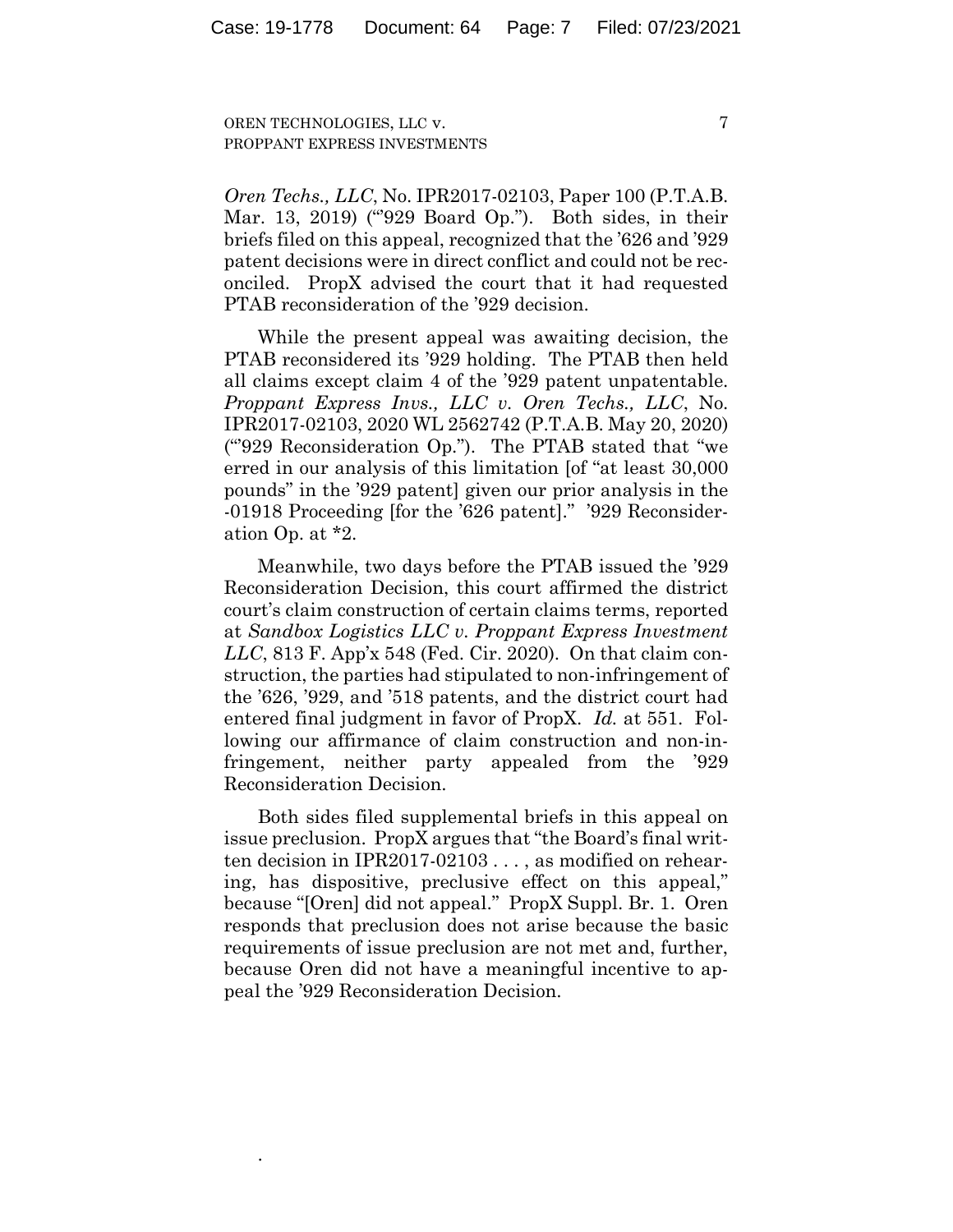*Oren Techs., LLC*, No. IPR2017-02103, Paper 100 (P.T.A.B. Mar. 13, 2019) ("'929 Board Op."). Both sides, in their briefs filed on this appeal, recognized that the '626 and '929 patent decisions were in direct conflict and could not be reconciled. PropX advised the court that it had requested PTAB reconsideration of the '929 decision.

While the present appeal was awaiting decision, the PTAB reconsidered its '929 holding. The PTAB then held all claims except claim 4 of the '929 patent unpatentable. *Proppant Express Invs., LLC v. Oren Techs., LLC*, No. IPR2017-02103, 2020 WL 2562742 (P.T.A.B. May 20, 2020) ("'929 Reconsideration Op."). The PTAB stated that "we erred in our analysis of this limitation [of "at least 30,000 pounds" in the '929 patent] given our prior analysis in the -01918 Proceeding [for the '626 patent]." '929 Reconsideration Op. at *2.

Meanwhile, two days before the PTAB issued the '929 Reconsideration Decision, this court affirmed the district court's claim construction of certain claims terms, reported at *Sandbox Logistics LLC v. Proppant Express Investment LLC*, 813 F. App'x 548 (Fed. Cir. 2020). On that claim construction, the parties had stipulated to non-infringement of the '626, '929, and '518 patents, and the district court had entered final judgment in favor of PropX. *Id.* at 551. Following our affirmance of claim construction and non-infringement, neither party appealed from the '929 Reconsideration Decision.

Both sides filed supplemental briefs in this appeal on issue preclusion. PropX argues that "the Board's final written decision in IPR2017-02103 . . . , as modified on rehearing, has dispositive, preclusive effect on this appeal," because "[Oren] did not appeal." PropX Suppl. Br. 1. Oren responds that preclusion does not arise because the basic requirements of issue preclusion are not met and, further, because Oren did not have a meaningful incentive to appeal the '929 Reconsideration Decision.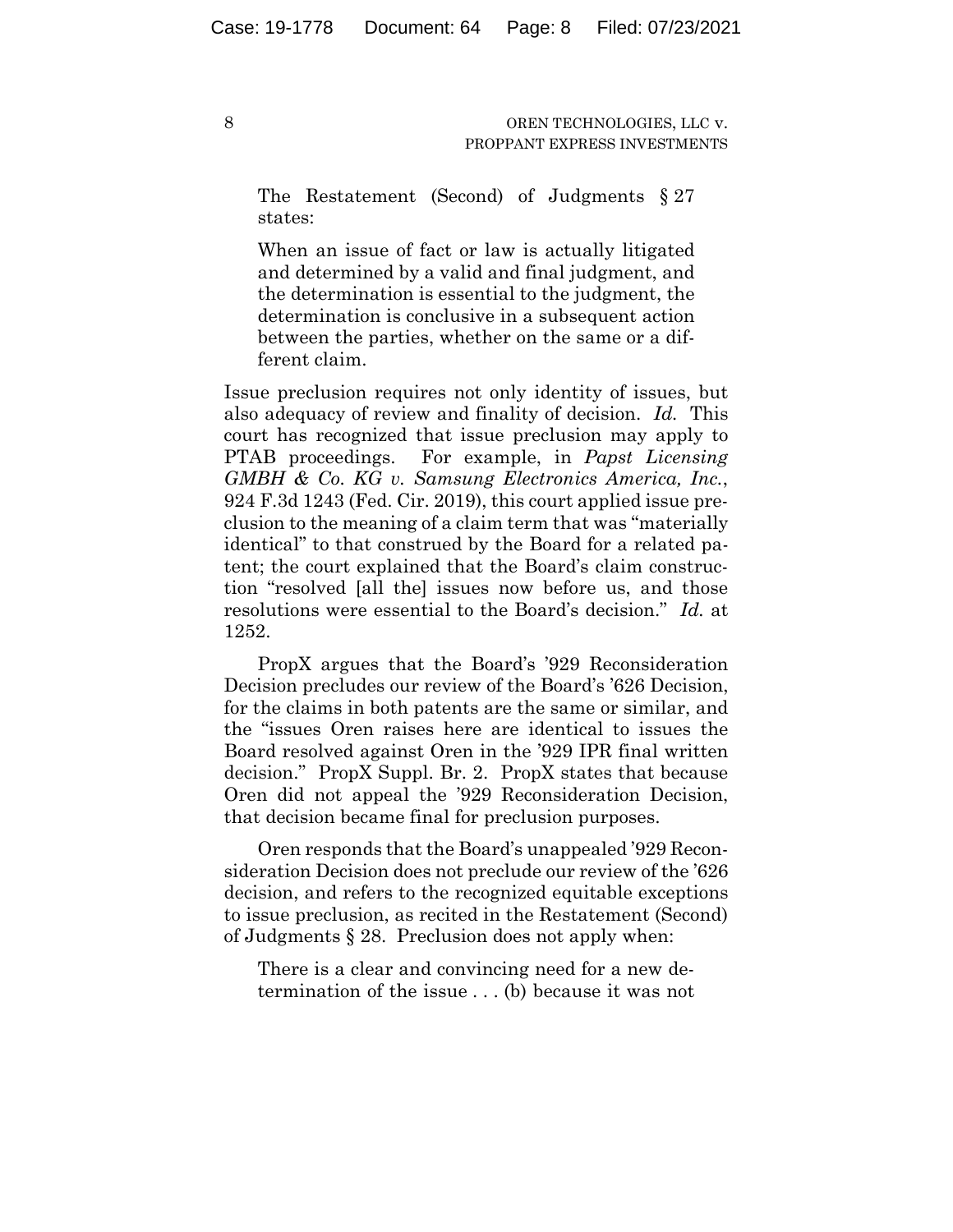The Restatement (Second) of Judgments § 27 states:

> When an issue of fact or law is actually litigated and determined by a valid and final judgment, and the determination is essential to the judgment, the determination is conclusive in a subsequent action between the parties, whether on the same or a different claim.

Issue preclusion requires not only identity of issues, but also adequacy of review and finality of decision. *Id.* This court has recognized that issue preclusion may apply to PTAB proceedings. For example, in *Papst Licensing GMBH & Co. KG v. Samsung Electronics America, Inc.*, 924 F.3d 1243 (Fed. Cir. 2019), this court applied issue preclusion to the meaning of a claim term that was "materially identical" to that construed by the Board for a related patent; the court explained that the Board's claim construction "resolved [all the] issues now before us, and those resolutions were essential to the Board's decision." *Id.* at 1252.

PropX argues that the Board's '929 Reconsideration Decision precludes our review of the Board's '626 Decision, for the claims in both patents are the same or similar, and the "issues Oren raises here are identical to issues the Board resolved against Oren in the '929 IPR final written decision." PropX Suppl. Br. 2. PropX states that because Oren did not appeal the '929 Reconsideration Decision, that decision became final for preclusion purposes.

Oren responds that the Board's unappealed '929 Reconsideration Decision does not preclude our review of the '626 decision, and refers to the recognized equitable exceptions to issue preclusion, as recited in the Restatement (Second) of Judgments § 28. Preclusion does not apply when:

> There is a clear and convincing need for a new determination of the issue . . . (b) because it was not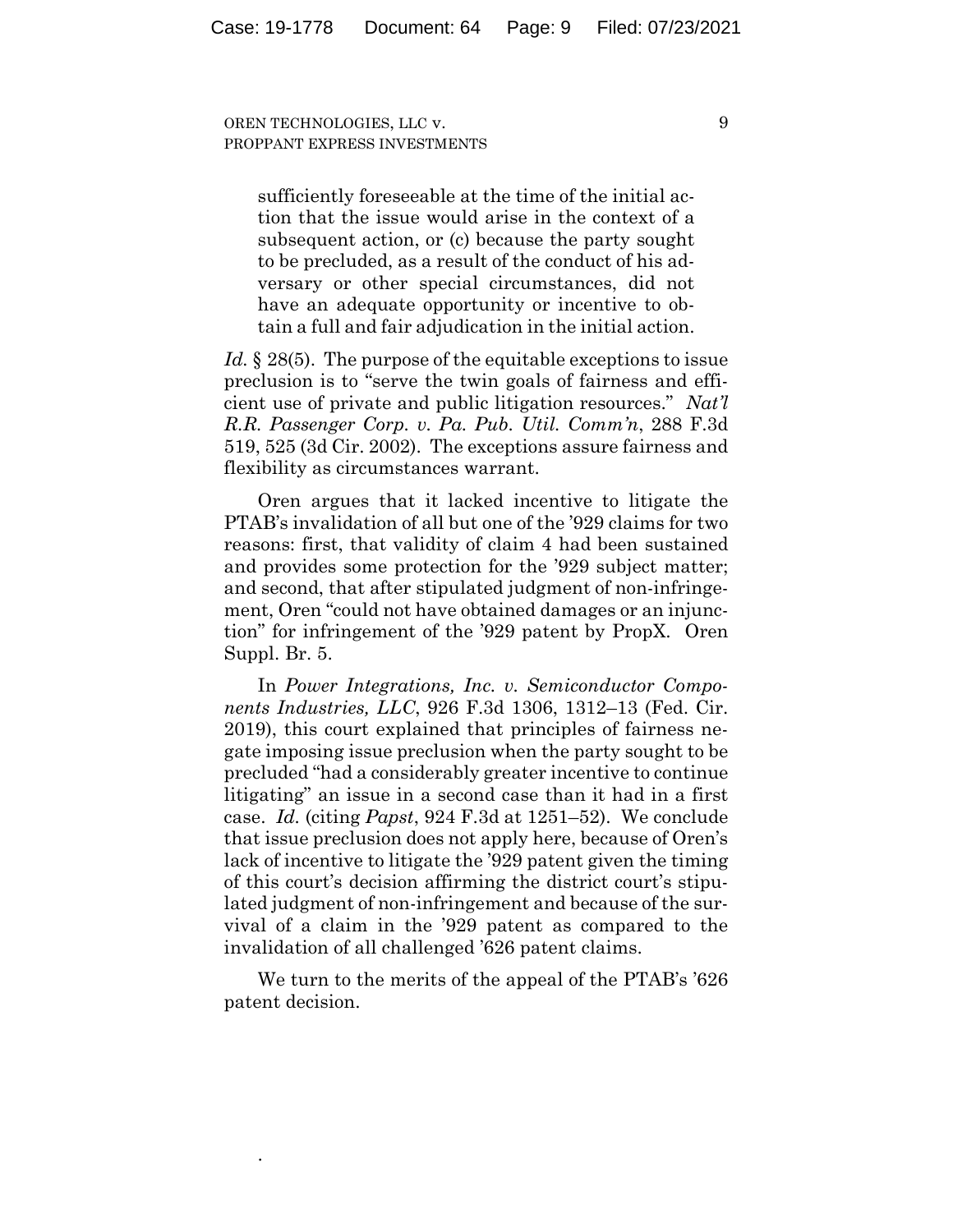> sufficiently foreseeable at the time of the initial action that the issue would arise in the context of a subsequent action, or (c) because the party sought to be precluded, as a result of the conduct of his adversary or other special circumstances, did not have an adequate opportunity or incentive to obtain a full and fair adjudication in the initial action.

*Id.* § 28(5). The purpose of the equitable exceptions to issue preclusion is to "serve the twin goals of fairness and efficient use of private and public litigation resources." *Nat'l R.R. Passenger Corp. v. Pa. Pub. Util. Comm'n*, 288 F.3d 519, 525 (3d Cir. 2002). The exceptions assure fairness and flexibility as circumstances warrant.

Oren argues that it lacked incentive to litigate the PTAB's invalidation of all but one of the '929 claims for two reasons: first, that validity of claim 4 had been sustained and provides some protection for the '929 subject matter; and second, that after stipulated judgment of non-infringement, Oren "could not have obtained damages or an injunction" for infringement of the '929 patent by PropX. Oren Suppl. Br. 5.

In *Power Integrations, Inc. v. Semiconductor Components Industries, LLC*, 926 F.3d 1306, 1312–13 (Fed. Cir. 2019), this court explained that principles of fairness negate imposing issue preclusion when the party sought to be precluded "had a considerably greater incentive to continue litigating" an issue in a second case than it had in a first case. *Id.* (citing *Papst*, 924 F.3d at 1251–52). We conclude that issue preclusion does not apply here, because of Oren's lack of incentive to litigate the '929 patent given the timing of this court's decision affirming the district court's stipulated judgment of non-infringement and because of the survival of a claim in the '929 patent as compared to the invalidation of all challenged '626 patent claims.

We turn to the merits of the appeal of the PTAB's '626 patent decision.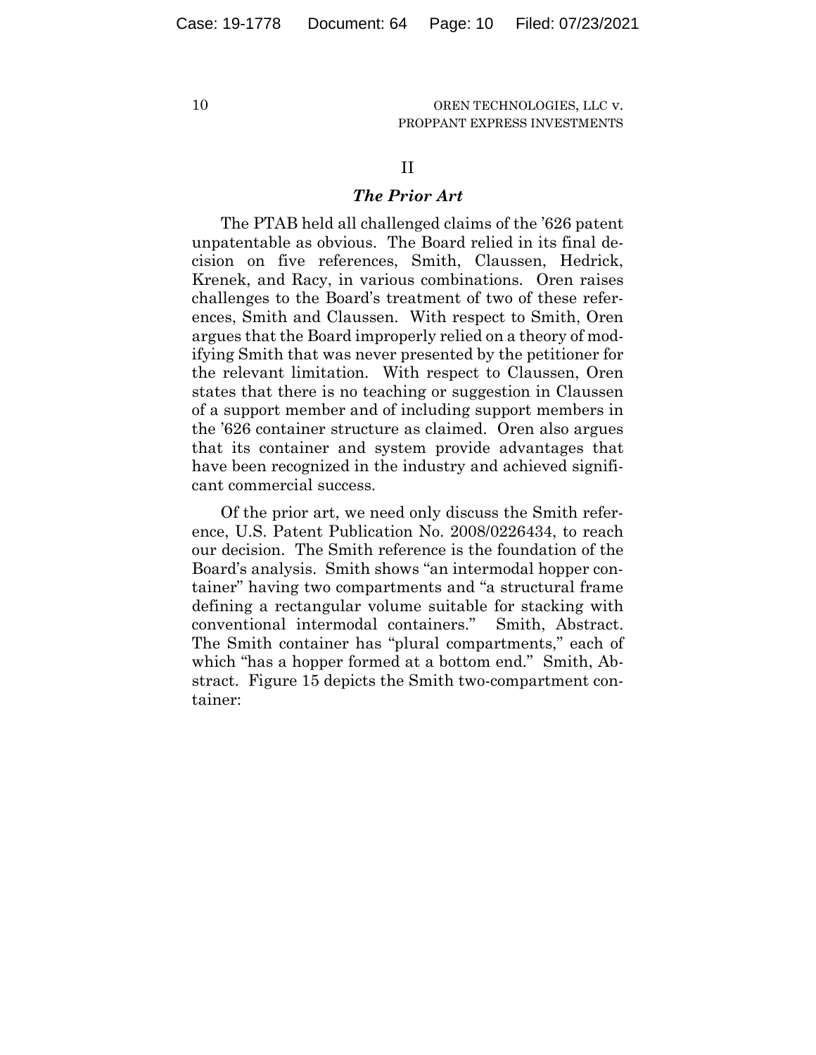## II

### *The Prior Art*

The PTAB held all challenged claims of the '626 patent unpatentable as obvious. The Board relied in its final decision on five references, Smith, Claussen, Hedrick, Krenek, and Racy, in various combinations. Oren raises challenges to the Board's treatment of two of these references, Smith and Claussen. With respect to Smith, Oren argues that the Board improperly relied on a theory of modifying Smith that was never presented by the petitioner for the relevant limitation. With respect to Claussen, Oren states that there is no teaching or suggestion in Claussen of a support member and of including support members in the '626 container structure as claimed. Oren also argues that its container and system provide advantages that have been recognized in the industry and achieved significant commercial success.

Of the prior art, we need only discuss the Smith reference, U.S. Patent Publication No. 2008/0226434, to reach our decision. The Smith reference is the foundation of the Board's analysis. Smith shows "an intermodal hopper container" having two compartments and "a structural frame defining a rectangular volume suitable for stacking with conventional intermodal containers." Smith, Abstract. The Smith container has "plural compartments," each of which "has a hopper formed at a bottom end." Smith, Abstract. Figure 15 depicts the Smith two-compartment container: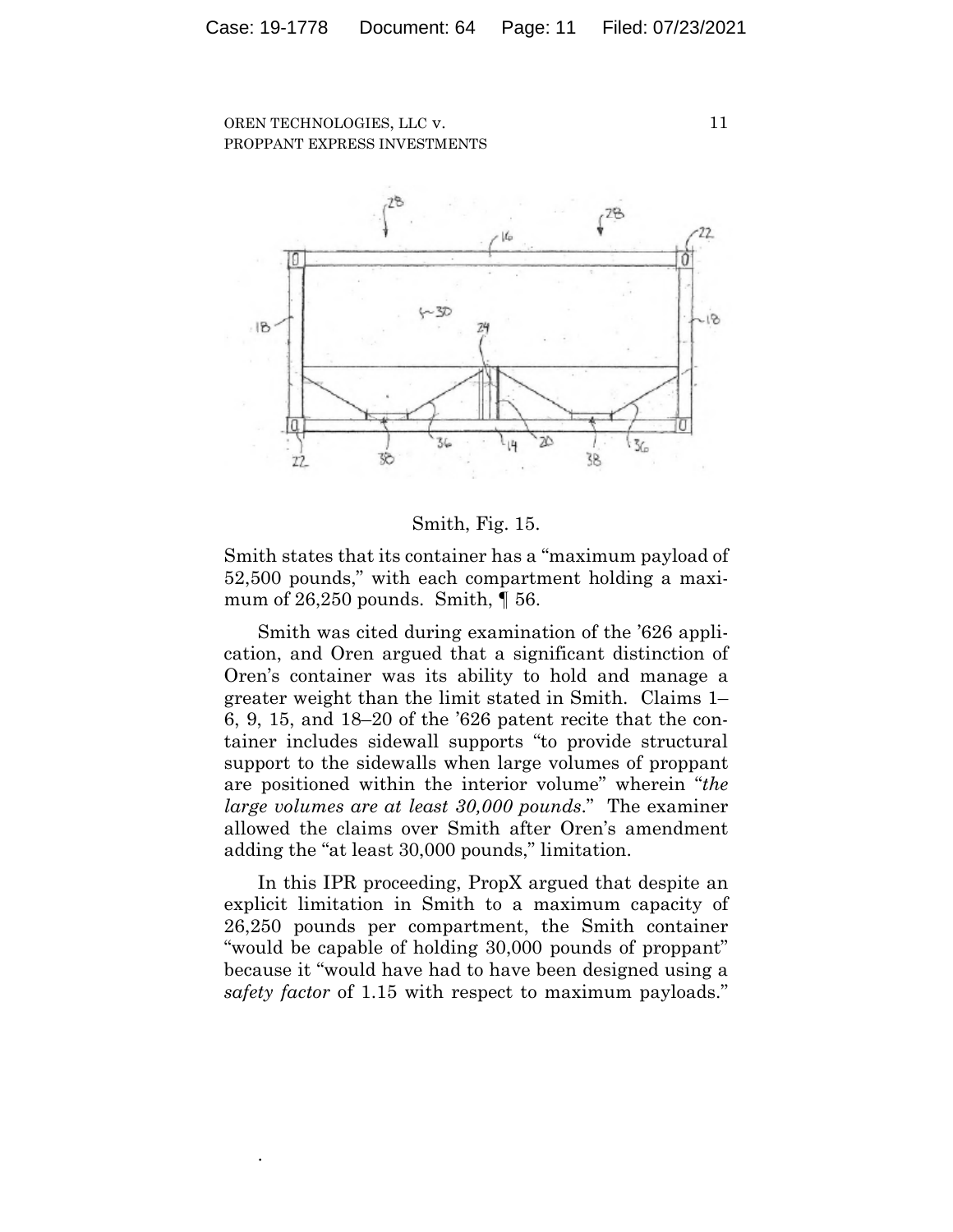Smith, Fig. 15.

Smith states that its container has a "maximum payload of 52,500 pounds," with each compartment holding a maximum of 26,250 pounds. Smith, ¶ 56.

Smith was cited during examination of the '626 application, and Oren argued that a significant distinction of Oren's container was its ability to hold and manage a greater weight than the limit stated in Smith. Claims 1–6, 9, 15, and 18–20 of the '626 patent recite that the container includes sidewall supports "to provide structural support to the sidewalls when large volumes of proppant are positioned within the interior volume" wherein "*the large volumes are at least 30,000 pounds*." The examiner allowed the claims over Smith after Oren's amendment adding the "at least 30,000 pounds," limitation.

In this IPR proceeding, PropX argued that despite an explicit limitation in Smith to a maximum capacity of 26,250 pounds per compartment, the Smith container "would be capable of holding 30,000 pounds of proppant" because it "would have had to have been designed using a *safety factor* of 1.15 with respect to maximum payloads."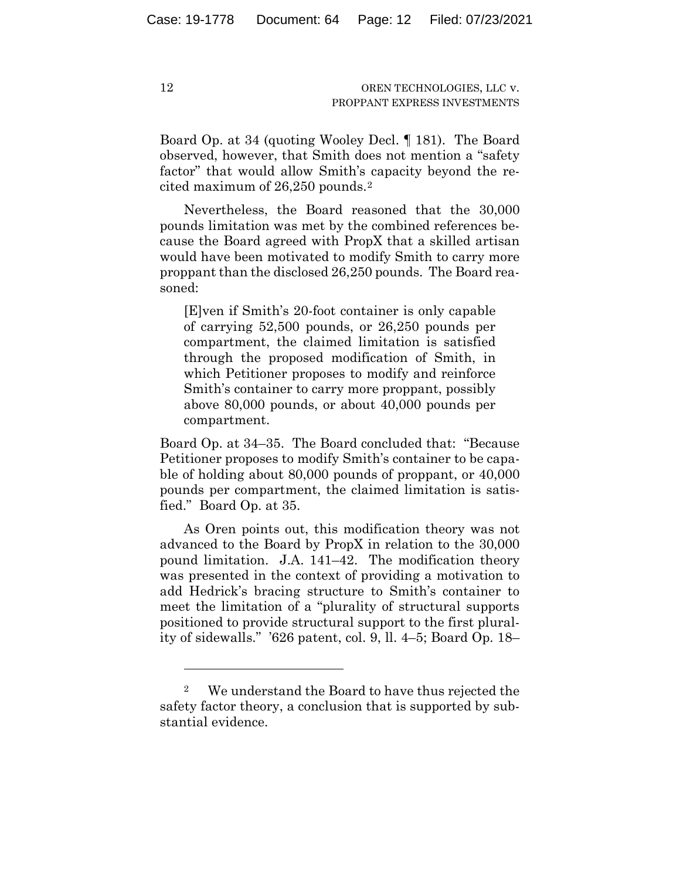Board Op. at 34 (quoting Wooley Decl. ¶ 181). The Board observed, however, that Smith does not mention a "safety factor" that would allow Smith's capacity beyond the recited maximum of 26,250 pounds.[2]

Nevertheless, the Board reasoned that the 30,000 pounds limitation was met by the combined references because the Board agreed with PropX that a skilled artisan would have been motivated to modify Smith to carry more proppant than the disclosed 26,250 pounds. The Board reasoned:

> [E]ven if Smith's 20-foot container is only capable of carrying 52,500 pounds, or 26,250 pounds per compartment, the claimed limitation is satisfied through the proposed modification of Smith, in which Petitioner proposes to modify and reinforce Smith's container to carry more proppant, possibly above 80,000 pounds, or about 40,000 pounds per compartment.

Board Op. at 34–35. The Board concluded that: "Because Petitioner proposes to modify Smith's container to be capable of holding about 80,000 pounds of proppant, or 40,000 pounds per compartment, the claimed limitation is satisfied." Board Op. at 35.

As Oren points out, this modification theory was not advanced to the Board by PropX in relation to the 30,000 pound limitation. J.A. 141–42. The modification theory was presented in the context of providing a motivation to add Hedrick's bracing structure to Smith's container to meet the limitation of a "plurality of structural supports positioned to provide structural support to the first plurality of sidewalls." '626 patent, col. 9, ll. 4–5; Board Op. 18–

---

[2] We understand the Board to have thus rejected the safety factor theory, a conclusion that is supported by substantial evidence.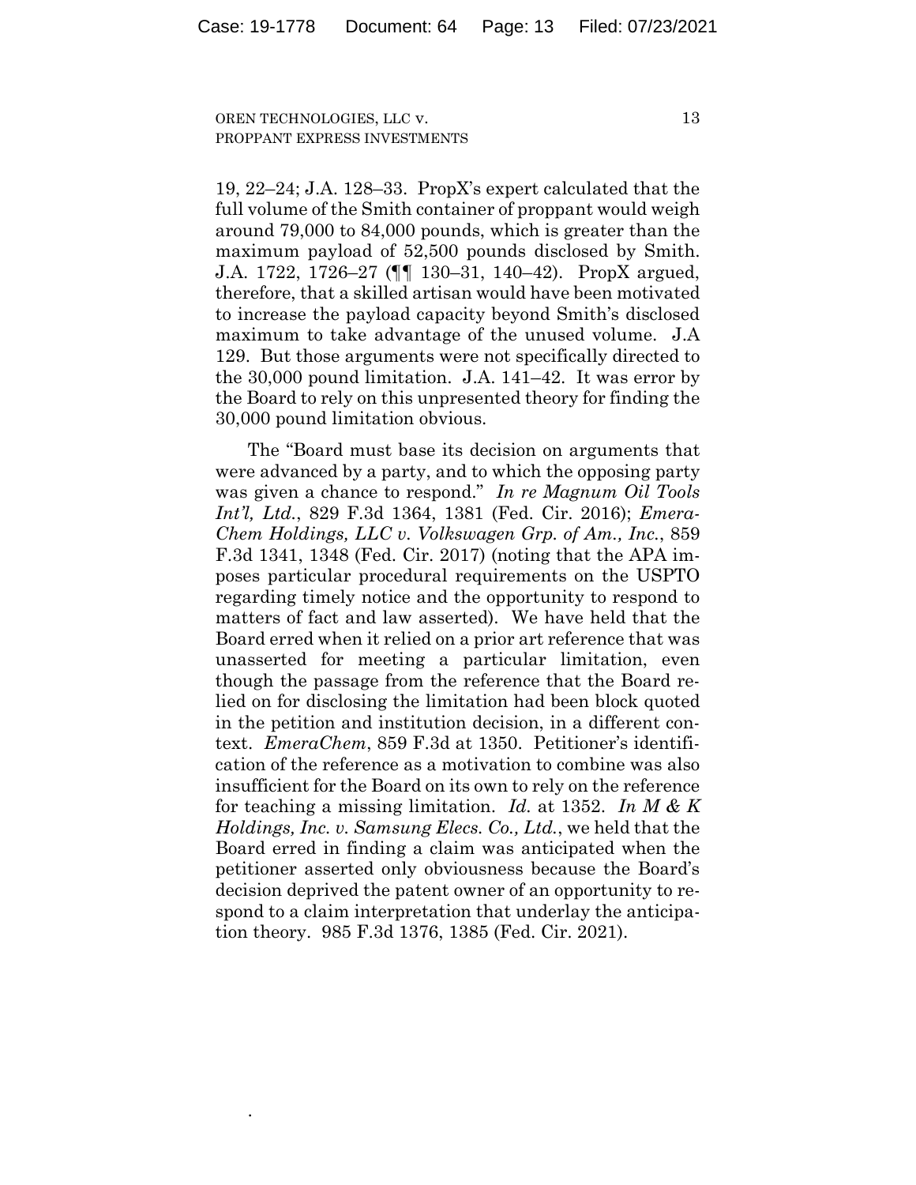19, 22–24; J.A. 128–33. PropX's expert calculated that the full volume of the Smith container of proppant would weigh around 79,000 to 84,000 pounds, which is greater than the maximum payload of 52,500 pounds disclosed by Smith. J.A. 1722, 1726–27 (¶¶ 130–31, 140–42). PropX argued, therefore, that a skilled artisan would have been motivated to increase the payload capacity beyond Smith's disclosed maximum to take advantage of the unused volume. J.A 129. But those arguments were not specifically directed to the 30,000 pound limitation. J.A. 141–42. It was error by the Board to rely on this unpresented theory for finding the 30,000 pound limitation obvious.

The "Board must base its decision on arguments that were advanced by a party, and to which the opposing party was given a chance to respond." *In re Magnum Oil Tools Int'l, Ltd.*, 829 F.3d 1364, 1381 (Fed. Cir. 2016); *Emera-Chem Holdings, LLC v. Volkswagen Grp. of Am., Inc.*, 859 F.3d 1341, 1348 (Fed. Cir. 2017) (noting that the APA imposes particular procedural requirements on the USPTO regarding timely notice and the opportunity to respond to matters of fact and law asserted). We have held that the Board erred when it relied on a prior art reference that was unasserted for meeting a particular limitation, even though the passage from the reference that the Board relied on for disclosing the limitation had been block quoted in the petition and institution decision, in a different context. *EmeraChem*, 859 F.3d at 1350. Petitioner's identification of the reference as a motivation to combine was also insufficient for the Board on its own to rely on the reference for teaching a missing limitation. *Id.* at 1352. *In M & K Holdings, Inc. v. Samsung Elecs. Co., Ltd.*, we held that the Board erred in finding a claim was anticipated when the petitioner asserted only obviousness because the Board's decision deprived the patent owner of an opportunity to respond to a claim interpretation that underlay the anticipation theory. 985 F.3d 1376, 1385 (Fed. Cir. 2021).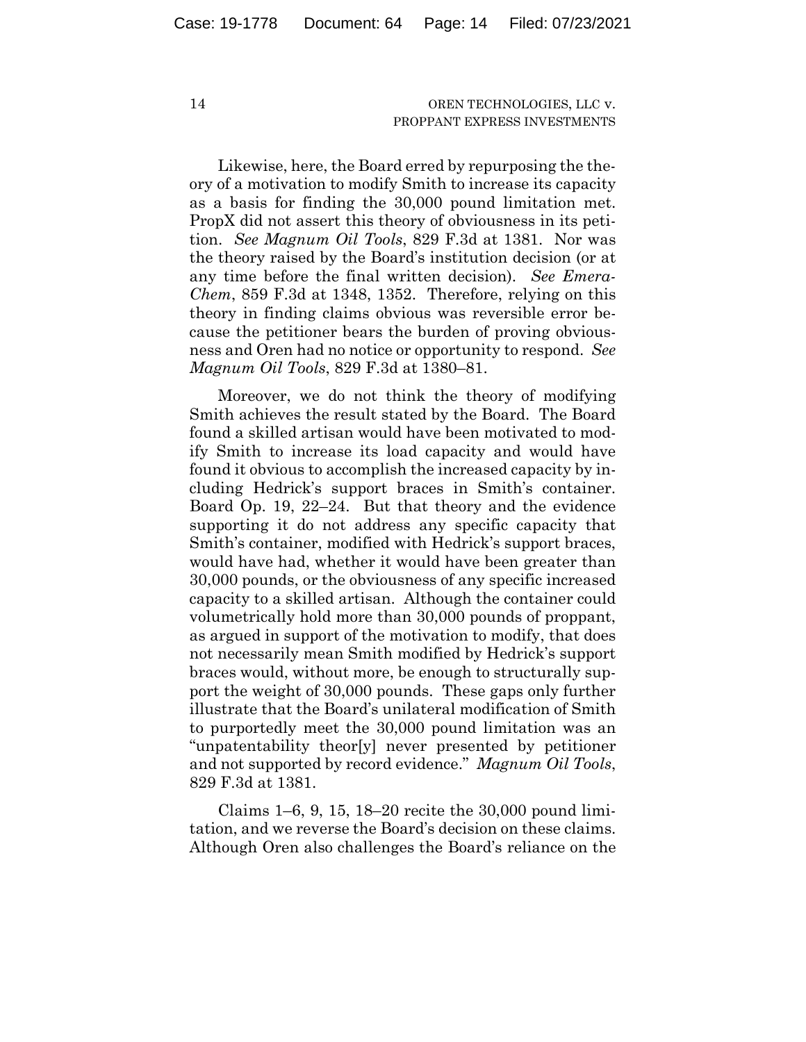Likewise, here, the Board erred by repurposing the theory of a motivation to modify Smith to increase its capacity as a basis for finding the 30,000 pound limitation met. PropX did not assert this theory of obviousness in its petition. *See Magnum Oil Tools*, 829 F.3d at 1381. Nor was the theory raised by the Board's institution decision (or at any time before the final written decision). *See Emera-Chem*, 859 F.3d at 1348, 1352. Therefore, relying on this theory in finding claims obvious was reversible error because the petitioner bears the burden of proving obviousness and Oren had no notice or opportunity to respond. *See Magnum Oil Tools*, 829 F.3d at 1380–81.

Moreover, we do not think the theory of modifying Smith achieves the result stated by the Board. The Board found a skilled artisan would have been motivated to modify Smith to increase its load capacity and would have found it obvious to accomplish the increased capacity by including Hedrick's support braces in Smith's container. Board Op. 19, 22–24. But that theory and the evidence supporting it do not address any specific capacity that Smith's container, modified with Hedrick's support braces, would have had, whether it would have been greater than 30,000 pounds, or the obviousness of any specific increased capacity to a skilled artisan. Although the container could volumetrically hold more than 30,000 pounds of proppant, as argued in support of the motivation to modify, that does not necessarily mean Smith modified by Hedrick's support braces would, without more, be enough to structurally support the weight of 30,000 pounds. These gaps only further illustrate that the Board's unilateral modification of Smith to purportedly meet the 30,000 pound limitation was an "unpatentability theor[y] never presented by petitioner and not supported by record evidence." *Magnum Oil Tools*, 829 F.3d at 1381.

Claims 1–6, 9, 15, 18–20 recite the 30,000 pound limitation, and we reverse the Board's decision on these claims. Although Oren also challenges the Board's reliance on the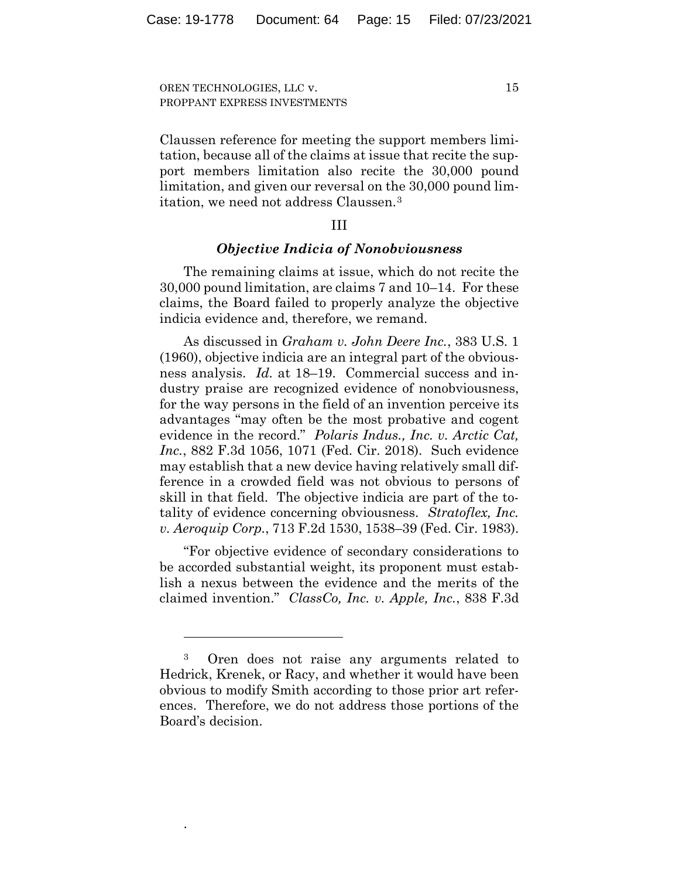Claussen reference for meeting the support members limitation, because all of the claims at issue that recite the support members limitation also recite the 30,000 pound limitation, and given our reversal on the 30,000 pound limitation, we need not address Claussen.[3]

## III

### *Objective Indicia of Nonobviousness*

The remaining claims at issue, which do not recite the 30,000 pound limitation, are claims 7 and 10–14. For these claims, the Board failed to properly analyze the objective indicia evidence and, therefore, we remand.

As discussed in *Graham v. John Deere Inc.*, 383 U.S. 1 (1960), objective indicia are an integral part of the obviousness analysis. *Id.* at 18–19. Commercial success and industry praise are recognized evidence of nonobviousness, for the way persons in the field of an invention perceive its advantages "may often be the most probative and cogent evidence in the record." *Polaris Indus., Inc. v. Arctic Cat, Inc.*, 882 F.3d 1056, 1071 (Fed. Cir. 2018). Such evidence may establish that a new device having relatively small difference in a crowded field was not obvious to persons of skill in that field. The objective indicia are part of the totality of evidence concerning obviousness. *Stratoflex, Inc. v. Aeroquip Corp.*, 713 F.2d 1530, 1538–39 (Fed. Cir. 1983).

"For objective evidence of secondary considerations to be accorded substantial weight, its proponent must establish a nexus between the evidence and the merits of the claimed invention." *ClassCo, Inc. v. Apple, Inc.*, 838 F.3d

---

[3] Oren does not raise any arguments related to Hedrick, Krenek, or Racy, and whether it would have been obvious to modify Smith according to those prior art references. Therefore, we do not address those portions of the Board's decision.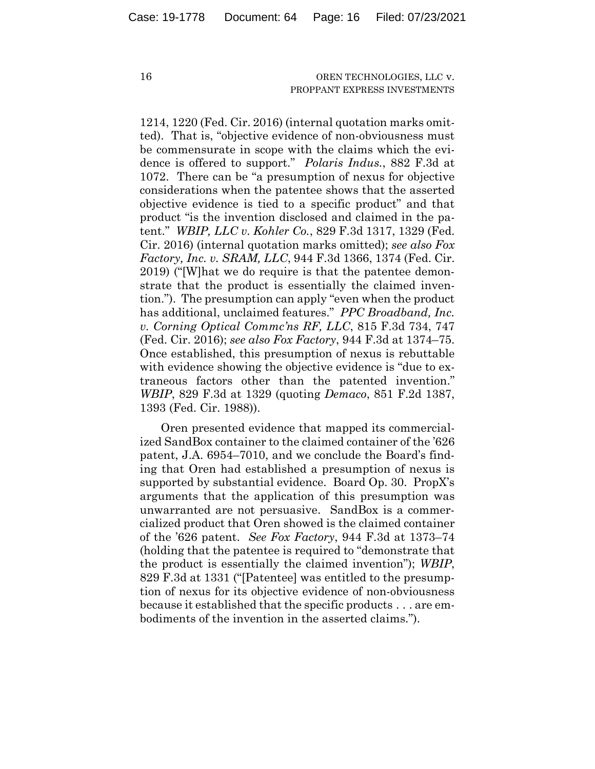1214, 1220 (Fed. Cir. 2016) (internal quotation marks omitted). That is, "objective evidence of non-obviousness must be commensurate in scope with the claims which the evidence is offered to support." *Polaris Indus.*, 882 F.3d at 1072. There can be "a presumption of nexus for objective considerations when the patentee shows that the asserted objective evidence is tied to a specific product" and that product "is the invention disclosed and claimed in the patent." *WBIP, LLC v. Kohler Co.*, 829 F.3d 1317, 1329 (Fed. Cir. 2016) (internal quotation marks omitted); *see also Fox Factory, Inc. v. SRAM, LLC*, 944 F.3d 1366, 1374 (Fed. Cir. 2019) ("[W]hat we do require is that the patentee demonstrate that the product is essentially the claimed invention."). The presumption can apply "even when the product has additional, unclaimed features." *PPC Broadband, Inc. v. Corning Optical Commc'ns RF, LLC*, 815 F.3d 734, 747 (Fed. Cir. 2016); *see also Fox Factory*, 944 F.3d at 1374–75. Once established, this presumption of nexus is rebuttable with evidence showing the objective evidence is "due to extraneous factors other than the patented invention." *WBIP*, 829 F.3d at 1329 (quoting *Demaco*, 851 F.2d 1387, 1393 (Fed. Cir. 1988)).

Oren presented evidence that mapped its commercialized SandBox container to the claimed container of the '626 patent, J.A. 6954–7010, and we conclude the Board's finding that Oren had established a presumption of nexus is supported by substantial evidence. Board Op. 30. PropX's arguments that the application of this presumption was unwarranted are not persuasive. SandBox is a commercialized product that Oren showed is the claimed container of the '626 patent. *See Fox Factory*, 944 F.3d at 1373–74 (holding that the patentee is required to "demonstrate that the product is essentially the claimed invention"); *WBIP*, 829 F.3d at 1331 ("[Patentee] was entitled to the presumption of nexus for its objective evidence of non-obviousness because it established that the specific products . . . are embodiments of the invention in the asserted claims.").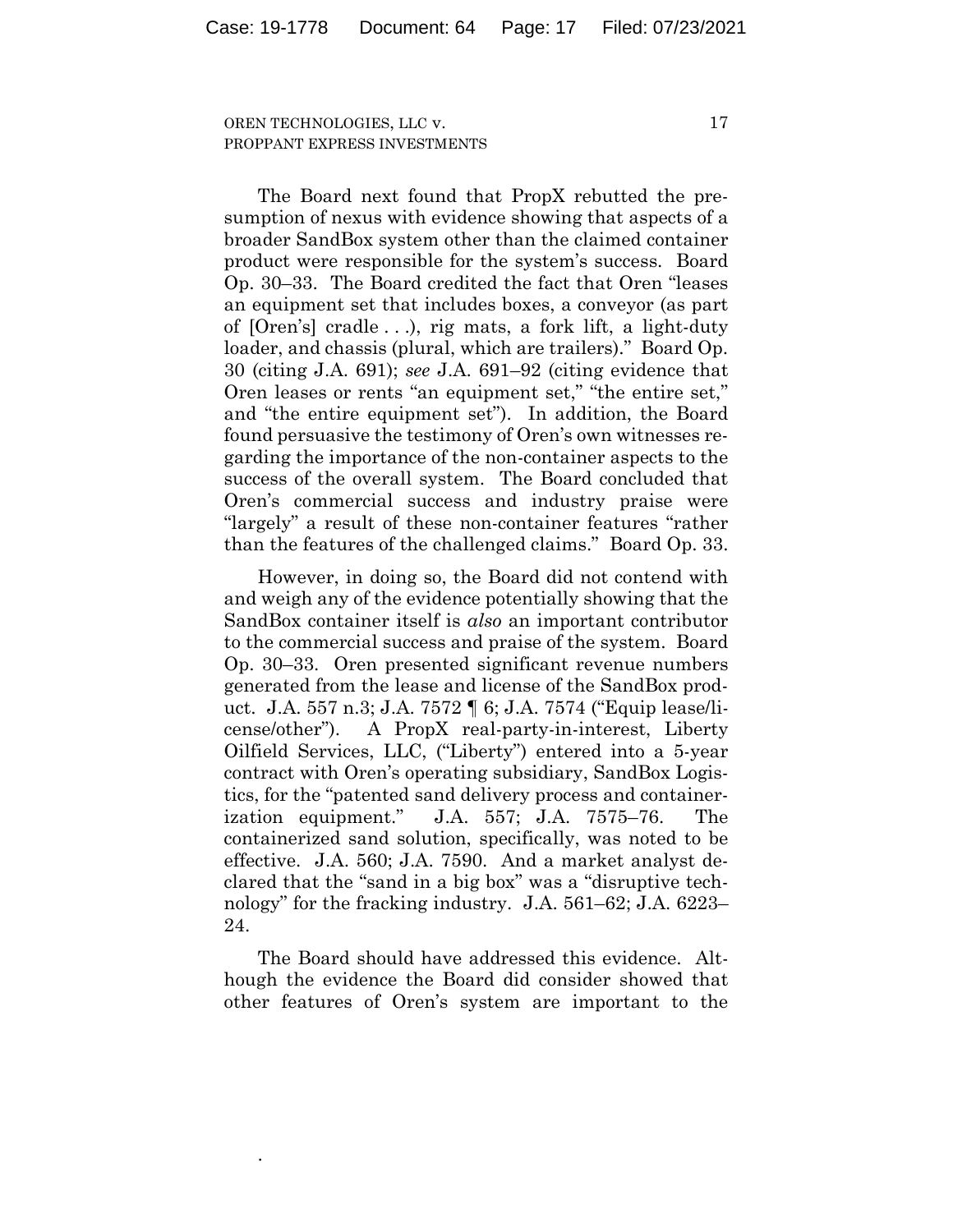The Board next found that PropX rebutted the presumption of nexus with evidence showing that aspects of a broader SandBox system other than the claimed container product were responsible for the system's success. Board Op. 30–33. The Board credited the fact that Oren "leases an equipment set that includes boxes, a conveyor (as part of [Oren's] cradle . . .), rig mats, a fork lift, a light-duty loader, and chassis (plural, which are trailers)." Board Op. 30 (citing J.A. 691); *see* J.A. 691–92 (citing evidence that Oren leases or rents "an equipment set," "the entire set," and "the entire equipment set"). In addition, the Board found persuasive the testimony of Oren's own witnesses regarding the importance of the non-container aspects to the success of the overall system. The Board concluded that Oren's commercial success and industry praise were "largely" a result of these non-container features "rather than the features of the challenged claims." Board Op. 33.

However, in doing so, the Board did not contend with and weigh any of the evidence potentially showing that the SandBox container itself is *also* an important contributor to the commercial success and praise of the system. Board Op. 30–33. Oren presented significant revenue numbers generated from the lease and license of the SandBox product. J.A. 557 n.3; J.A. 7572 ¶ 6; J.A. 7574 ("Equip lease/license/other"). A PropX real-party-in-interest, Liberty Oilfield Services, LLC, ("Liberty") entered into a 5-year contract with Oren's operating subsidiary, SandBox Logistics, for the "patented sand delivery process and containerization equipment." J.A. 557; J.A. 7575–76. The containerized sand solution, specifically, was noted to be effective. J.A. 560; J.A. 7590. And a market analyst declared that the "sand in a big box" was a "disruptive technology" for the fracking industry. J.A. 561–62; J.A. 6223–24.

The Board should have addressed this evidence. Although the evidence the Board did consider showed that other features of Oren's system are important to the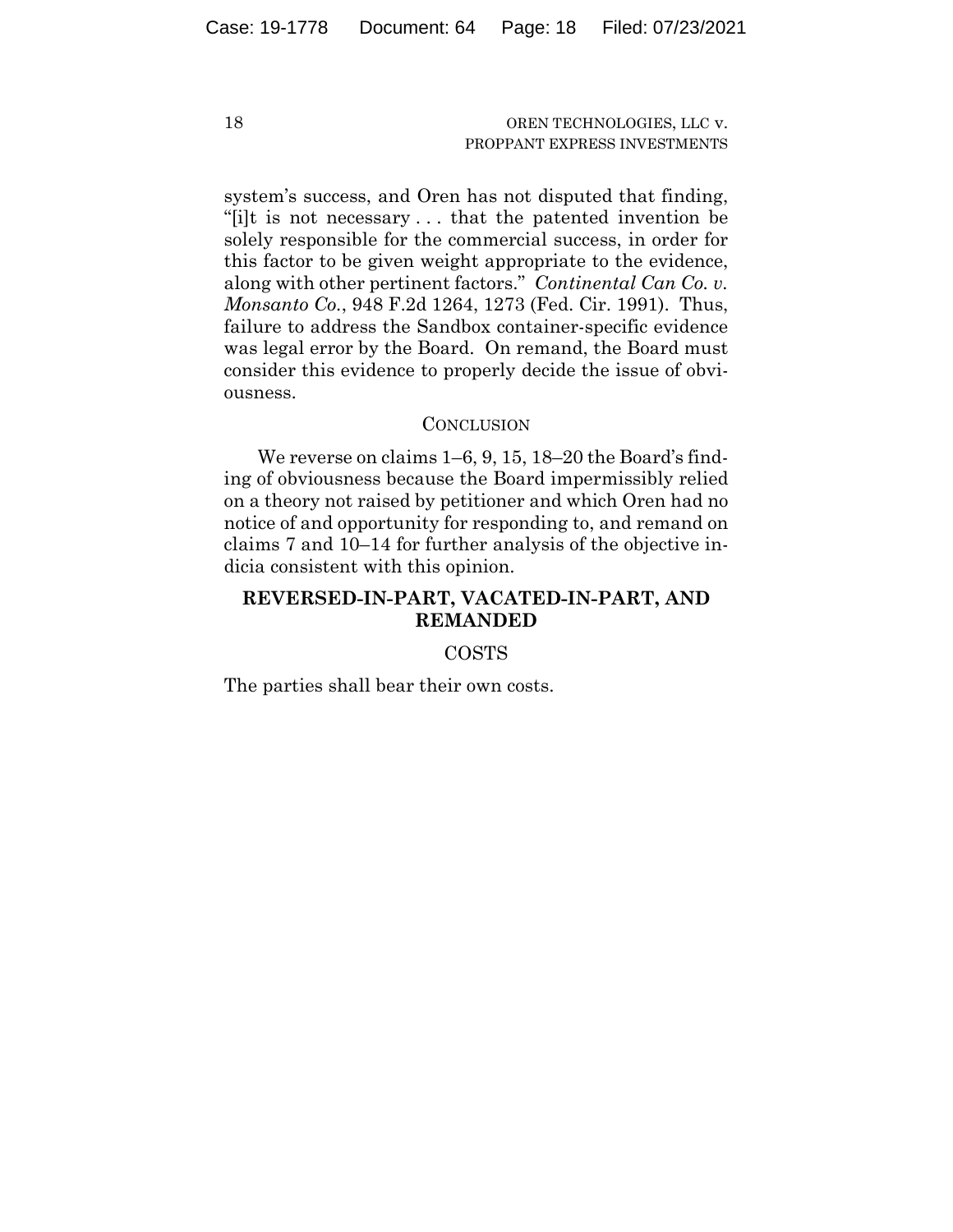system's success, and Oren has not disputed that finding, "[i]t is not necessary . . . that the patented invention be solely responsible for the commercial success, in order for this factor to be given weight appropriate to the evidence, along with other pertinent factors." *Continental Can Co. v. Monsanto Co.*, 948 F.2d 1264, 1273 (Fed. Cir. 1991). Thus, failure to address the Sandbox container-specific evidence was legal error by the Board. On remand, the Board must consider this evidence to properly decide the issue of obviousness.

## CONCLUSION

We reverse on claims 1–6, 9, 15, 18–20 the Board's finding of obviousness because the Board impermissibly relied on a theory not raised by petitioner and which Oren had no notice of and opportunity for responding to, and remand on claims 7 and 10–14 for further analysis of the objective indicia consistent with this opinion.

**REVERSED-IN-PART, VACATED-IN-PART, AND REMANDED**

COSTS

The parties shall bear their own costs.